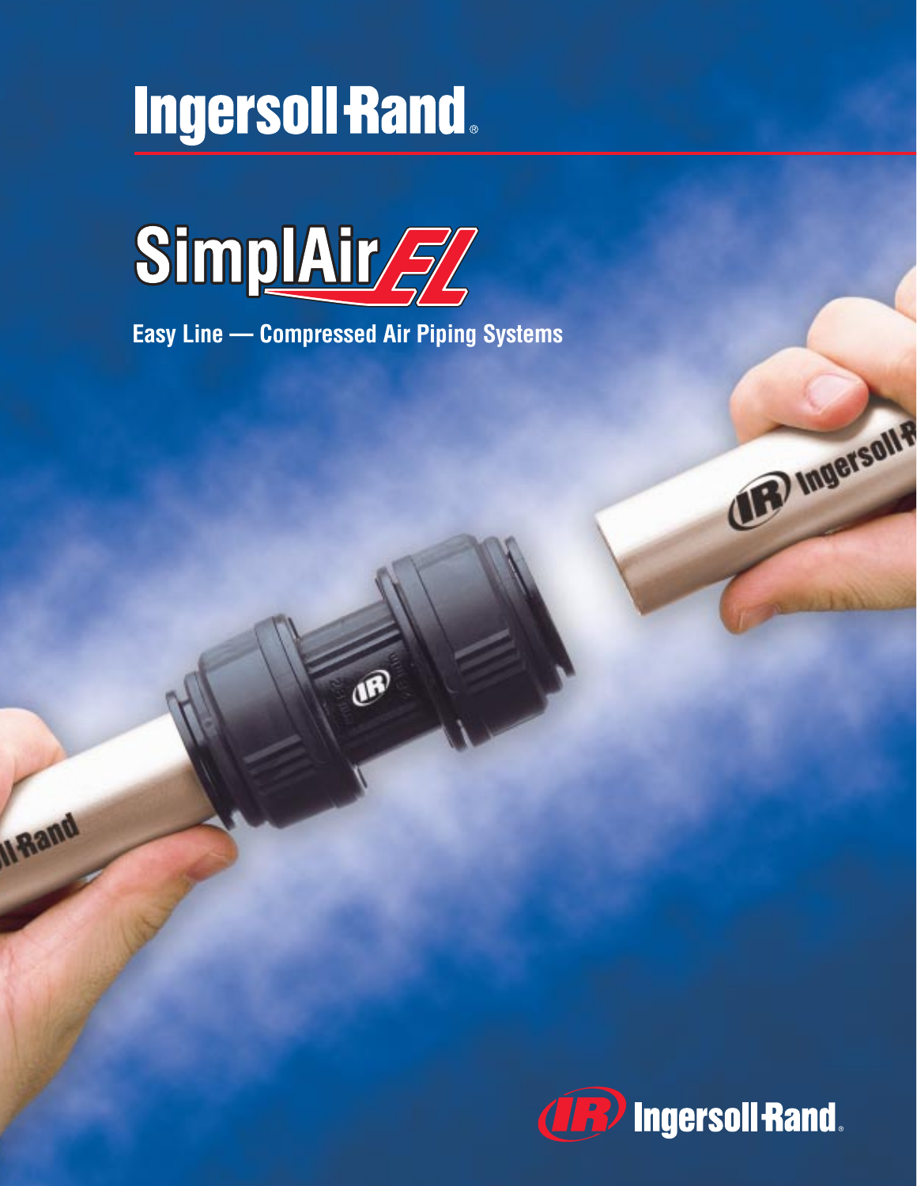# Ingersoll Rand

## SimplAir EL

**Easy Line — Compressed Air Piping Systems**

Ingersoll Rand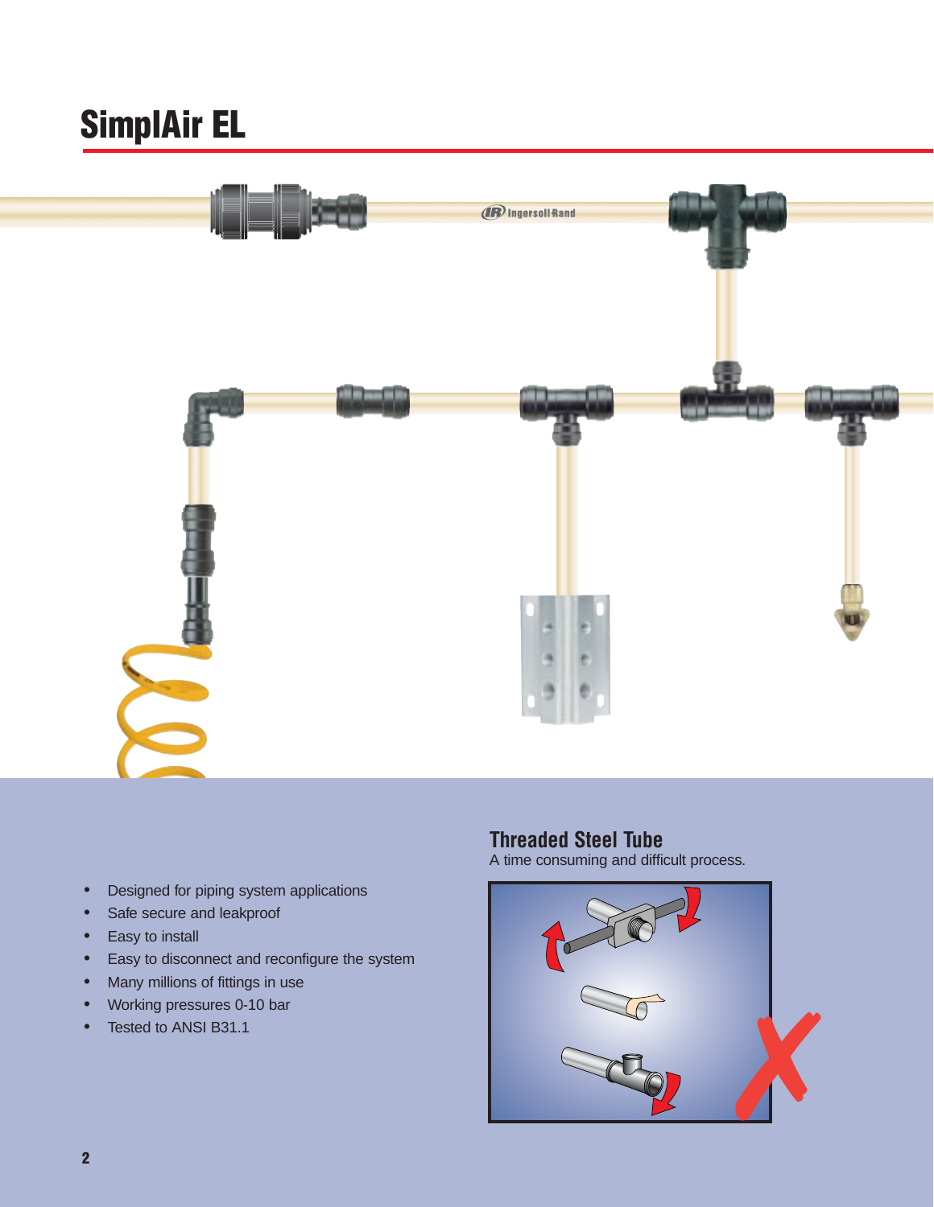# SimplAir EL

- Designed for piping system applications
- Safe secure and leakproof
- Easy to install
- Easy to disconnect and reconfigure the system
- Many millions of fittings in use
- Working pressures 0-10 bar
- Tested to ANSI B31.1

## Threaded Steel Tube

A time consuming and difficult process.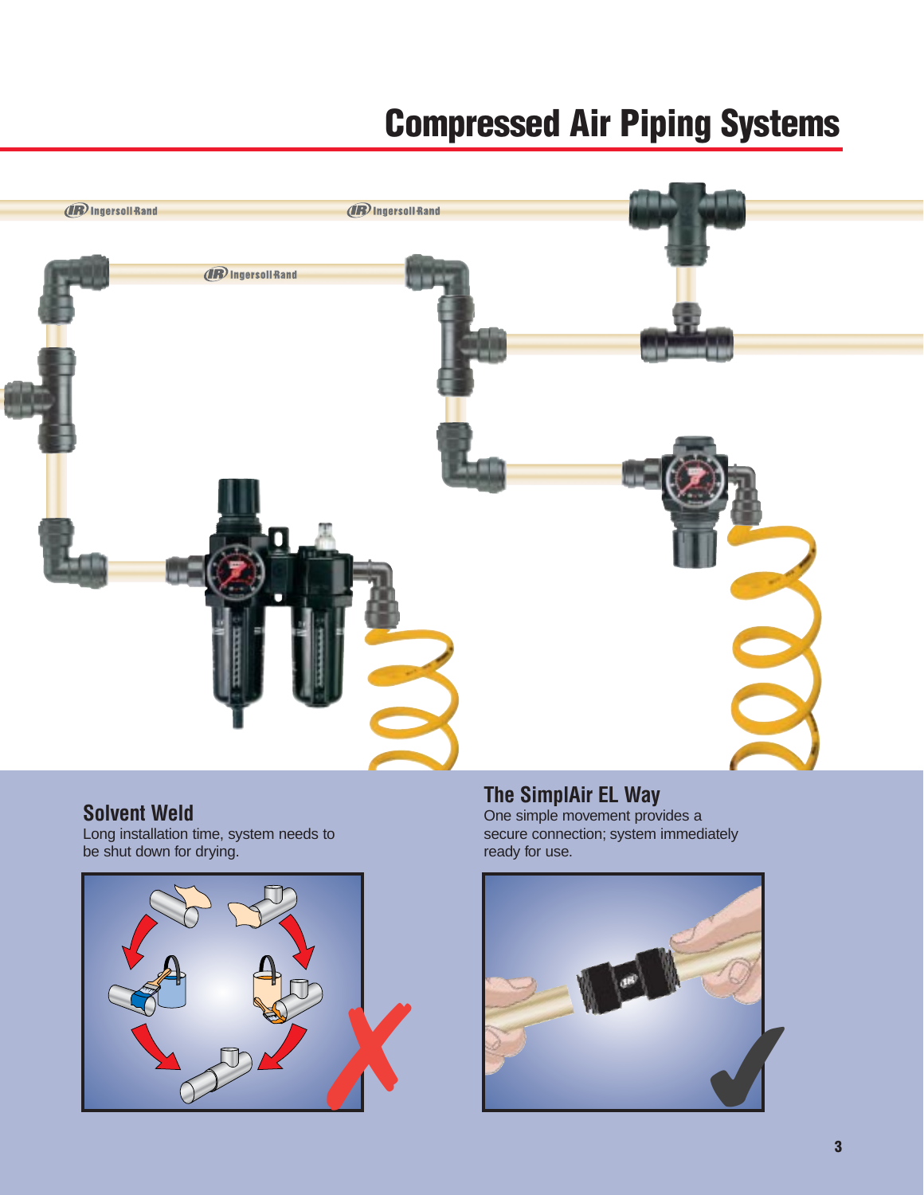# Compressed Air Piping Systems

## Solvent Weld

Long installation time, system needs to be shut down for drying.

## The SimplAir EL Way

One simple movement provides a secure connection; system immediately ready for use.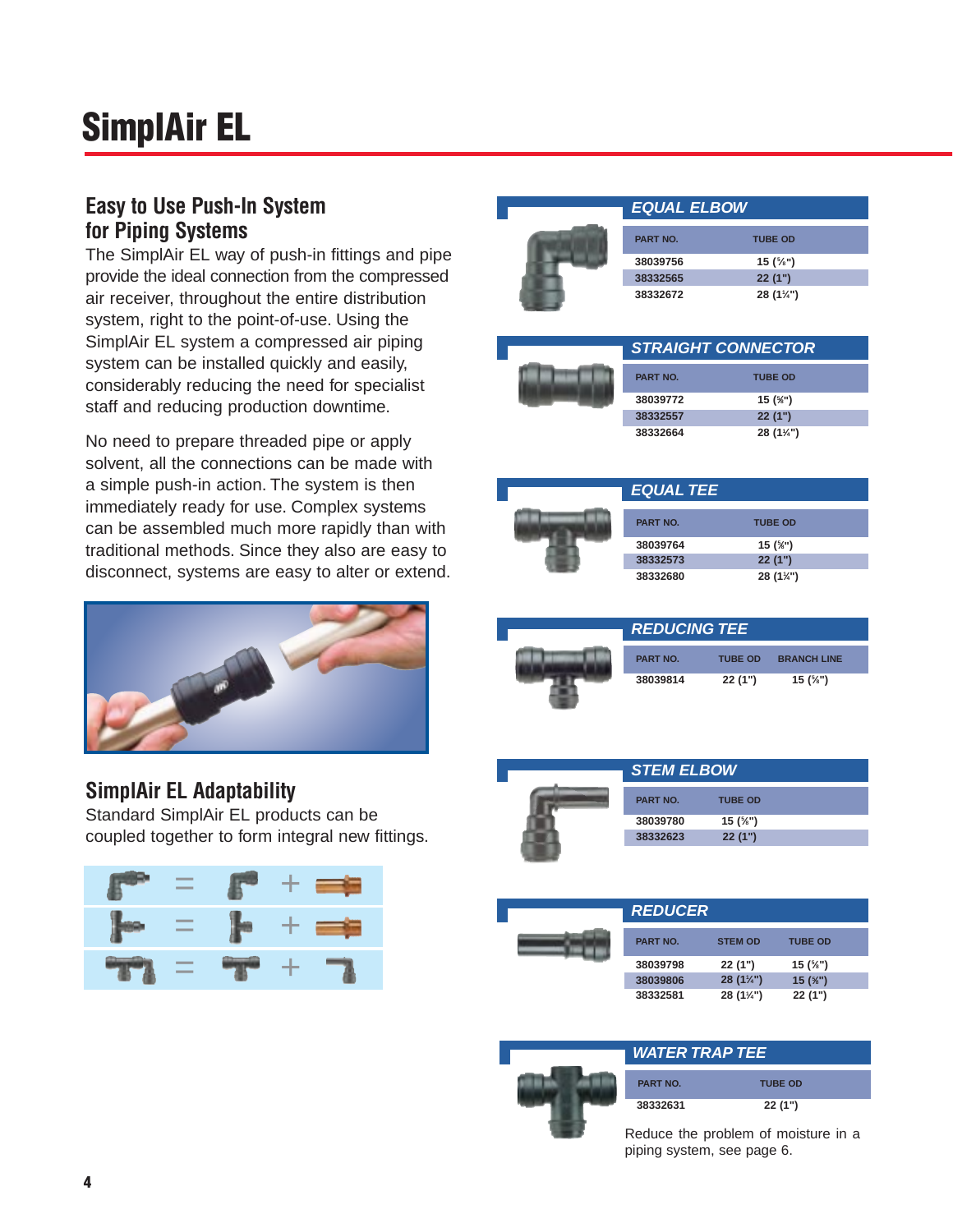# SimplAir EL

## Easy to Use Push-In System for Piping Systems

The SimplAir EL way of push-in fittings and pipe provide the ideal connection from the compressed air receiver, throughout the entire distribution system, right to the point-of-use. Using the SimplAir EL system a compressed air piping system can be installed quickly and easily, considerably reducing the need for specialist staff and reducing production downtime.

No need to prepare threaded pipe or apply solvent, all the connections can be made with a simple push-in action. The system is then immediately ready for use. Complex systems can be assembled much more rapidly than with traditional methods. Since they also are easy to disconnect, systems are easy to alter or extend.

## SimplAir EL Adaptability

Standard SimplAir EL products can be coupled together to form integral new fittings.

### EQUAL ELBOW

| PART NO. | TUBE OD |
|---|---|
| 38039756 | 15 (⅝") |
| 38332565 | 22 (1") |
| 38332672 | 28 (1¼") |

### STRAIGHT CONNECTOR

| PART NO. | TUBE OD |
|---|---|
| 38039772 | 15 (⅝") |
| 38332557 | 22 (1") |
| 38332664 | 28 (1¼") |

### EQUAL TEE

| PART NO. | TUBE OD |
|---|---|
| 38039764 | 15 (⅝") |
| 38332573 | 22 (1") |
| 38332680 | 28 (1¼") |

### REDUCING TEE

| PART NO. | TUBE OD | BRANCH LINE |
|---|---|---|
| 38039814 | 22 (1") | 15 (⅝") |

### STEM ELBOW

| PART NO. | TUBE OD |
|---|---|
| 38039780 | 15 (⅝") |
| 38332623 | 22 (1") |

### REDUCER

| PART NO. | STEM OD | TUBE OD |
|---|---|---|
| 38039798 | 22 (1") | 15 (⅝") |
| 38039806 | 28 (1¼") | 15 (⅝") |
| 38332581 | 28 (1¼") | 22 (1") |

### WATER TRAP TEE

| PART NO. | TUBE OD |
|---|---|
| 38332631 | 22 (1") |

Reduce the problem of moisture in a piping system, see page 6.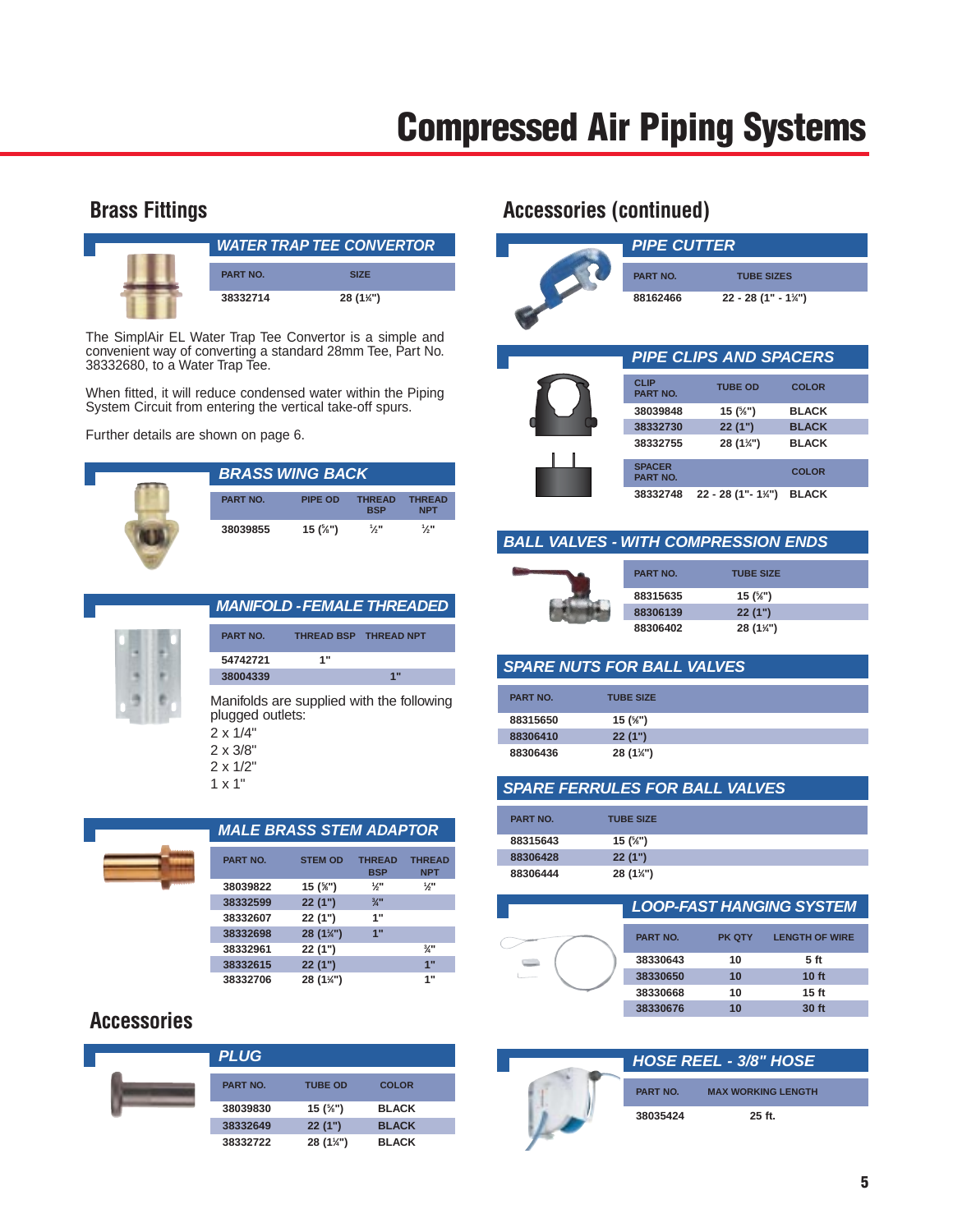# Compressed Air Piping Systems

## Brass Fittings

### WATER TRAP TEE CONVERTOR

| PART NO. | SIZE |
|---|---|
| 38332714 | 28 (1¼") |

The SimplAir EL Water Trap Tee Convertor is a simple and convenient way of converting a standard 28mm Tee, Part No. 38332680, to a Water Trap Tee.

When fitted, it will reduce condensed water within the Piping System Circuit from entering the vertical take-off spurs.

Further details are shown on page 6.

### BRASS WING BACK

| PART NO. | PIPE OD | THREAD BSP | THREAD NPT |
|---|---|---|---|
| 38039855 | 15 (⅝") | ½" | ½" |

### MANIFOLD - FEMALE THREADED

| PART NO. | THREAD BSP | THREAD NPT |
|---|---|---|
| 54742721 | 1" | |
| 38004339 | | 1" |

Manifolds are supplied with the following plugged outlets:
2 x 1/4"
2 x 3/8"
2 x 1/2"
1 x 1"

### MALE BRASS STEM ADAPTOR

| PART NO. | STEM OD | THREAD BSP | THREAD NPT |
|---|---|---|---|
| 38039822 | 15 (⅝") | ½" | ½" |
| 38332599 | 22 (1") | ¾" | |
| 38332607 | 22 (1") | 1" | |
| 38332698 | 28 (1¼") | 1" | |
| 38332961 | 22 (1") | | ¾" |
| 38332615 | 22 (1") | | 1" |
| 38332706 | 28 (1¼") | | 1" |

## Accessories

### PLUG

| PART NO. | TUBE OD | COLOR |
|---|---|---|
| 38039830 | 15 (⅝") | BLACK |
| 38332649 | 22 (1") | BLACK |
| 38332722 | 28 (1¼") | BLACK |

## Accessories (continued)

### PIPE CUTTER

| PART NO. | TUBE SIZES |
|---|---|
| 88162466 | 22 - 28 (1" - 1¼") |

### PIPE CLIPS AND SPACERS

| CLIP PART NO. | TUBE OD | COLOR |
|---|---|---|
| 38039848 | 15 (⅝") | BLACK |
| 38332730 | 22 (1") | BLACK |
| 38332755 | 28 (1¼") | BLACK |

| SPACER PART NO. | | COLOR |
|---|---|---|
| 38332748 | 22 - 28 (1"- 1¼") | BLACK |

### BALL VALVES - WITH COMPRESSION ENDS

| PART NO. | TUBE SIZE |
|---|---|
| 88315635 | 15 (⅝") |
| 88306139 | 22 (1") |
| 88306402 | 28 (1¼") |

### SPARE NUTS FOR BALL VALVES

| PART NO. | TUBE SIZE |
|---|---|
| 88315650 | 15 (⅝") |
| 88306410 | 22 (1") |
| 88306436 | 28 (1¼") |

### SPARE FERRULES FOR BALL VALVES

| PART NO. | TUBE SIZE |
|---|---|
| 88315643 | 15 (⅝") |
| 88306428 | 22 (1") |
| 88306444 | 28 (1¼") |

### LOOP-FAST HANGING SYSTEM

| PART NO. | PK QTY | LENGTH OF WIRE |
|---|---|---|
| 38330643 | 10 | 5 ft |
| 38330650 | 10 | 10 ft |
| 38330668 | 10 | 15 ft |
| 38330676 | 10 | 30 ft |

### HOSE REEL - 3/8" HOSE

| PART NO. | MAX WORKING LENGTH |
|---|---|
| 38035424 | 25 ft. |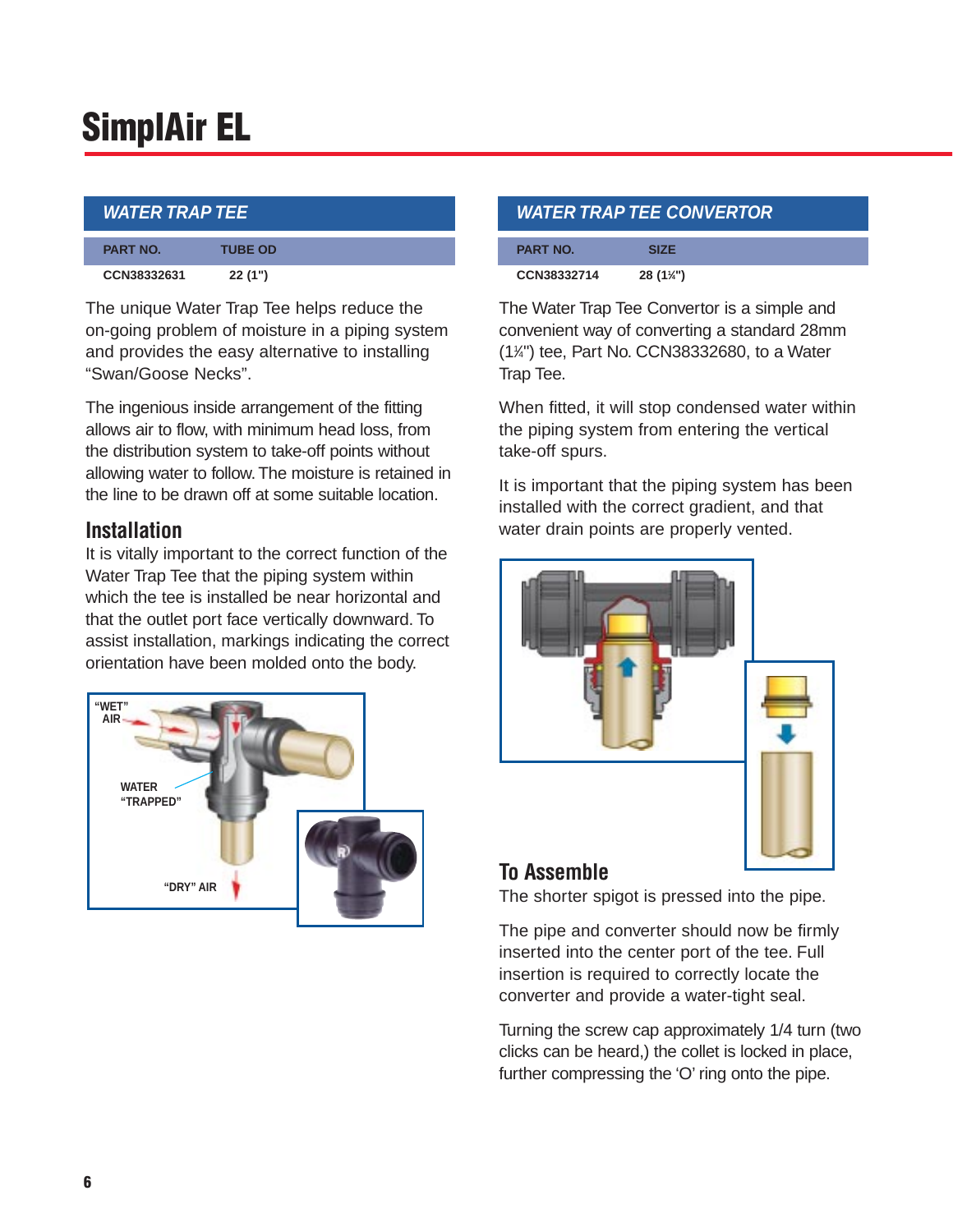# SimplAir EL

## WATER TRAP TEE

| PART NO. | TUBE OD |
| --- | --- |
| CCN38332631 | 22 (1") |

The unique Water Trap Tee helps reduce the on-going problem of moisture in a piping system and provides the easy alternative to installing "Swan/Goose Necks".

The ingenious inside arrangement of the fitting allows air to flow, with minimum head loss, from the distribution system to take-off points without allowing water to follow. The moisture is retained in the line to be drawn off at some suitable location.

### Installation

It is vitally important to the correct function of the Water Trap Tee that the piping system within which the tee is installed be near horizontal and that the outlet port face vertically downward. To assist installation, markings indicating the correct orientation have been molded onto the body.

"WET" AIR

WATER "TRAPPED"

"DRY" AIR

## WATER TRAP TEE CONVERTOR

| PART NO. | SIZE |
| --- | --- |
| CCN38332714 | 28 (1¼") |

The Water Trap Tee Convertor is a simple and convenient way of converting a standard 28mm (1¼") tee, Part No. CCN38332680, to a Water Trap Tee.

When fitted, it will stop condensed water within the piping system from entering the vertical take-off spurs.

It is important that the piping system has been installed with the correct gradient, and that water drain points are properly vented.

### To Assemble

The shorter spigot is pressed into the pipe.

The pipe and converter should now be firmly inserted into the center port of the tee. Full insertion is required to correctly locate the converter and provide a water-tight seal.

Turning the screw cap approximately 1/4 turn (two clicks can be heard,) the collet is locked in place, further compressing the 'O' ring onto the pipe.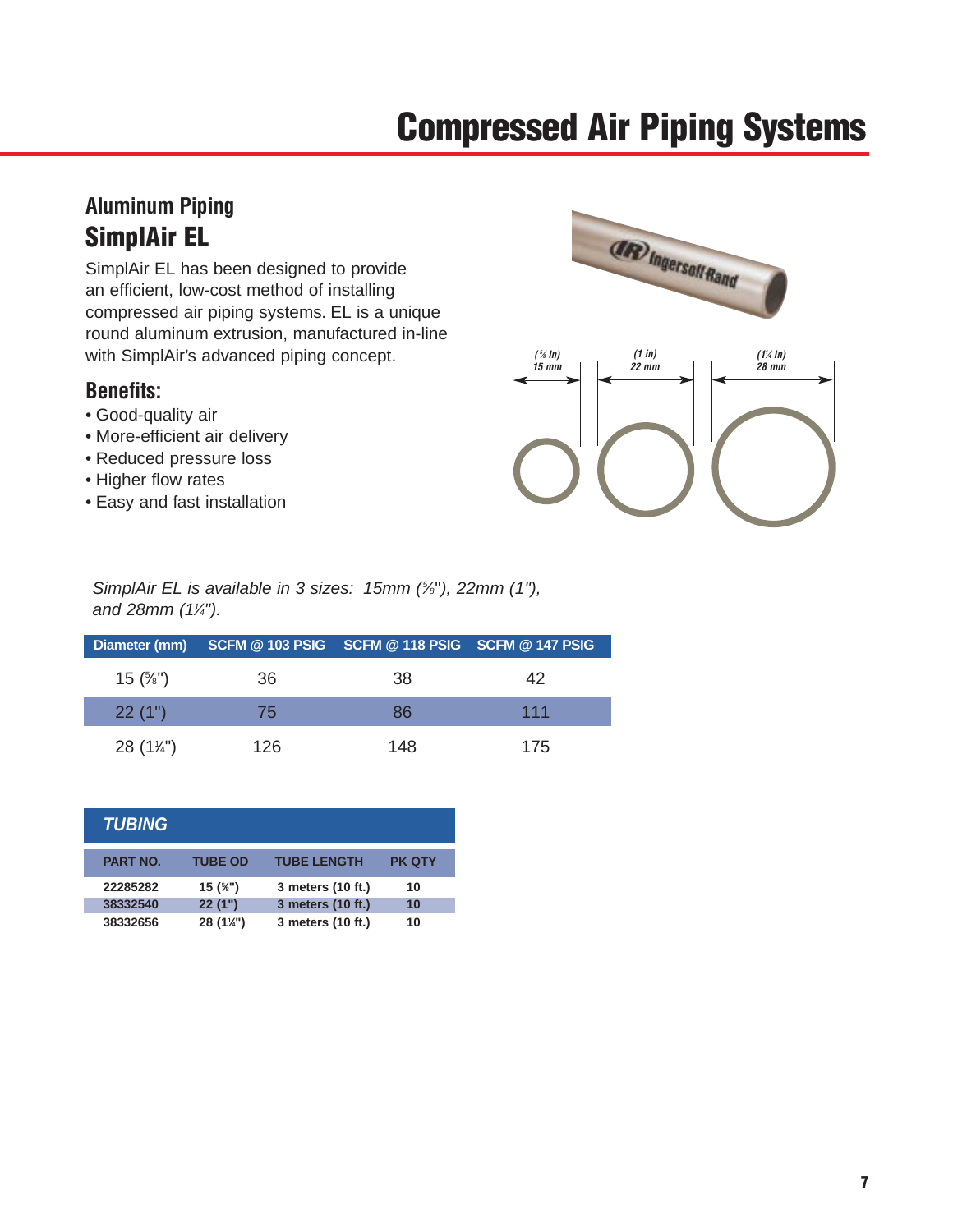# Compressed Air Piping Systems

## Aluminum Piping

### SimplAir EL

SimplAir EL has been designed to provide an efficient, low-cost method of installing compressed air piping systems. EL is a unique round aluminum extrusion, manufactured in-line with SimplAir's advanced piping concept.

### Benefits:

- Good-quality air
- More-efficient air delivery
- Reduced pressure loss
- Higher flow rates
- Easy and fast installation

(⅝ in) 15 mm — (1 in) 22 mm — (1¼ in) 28 mm

*SimplAir EL is available in 3 sizes: 15mm (⅝"), 22mm (1"), and 28mm (1¼").*

| Diameter (mm) | SCFM @ 103 PSIG | SCFM @ 118 PSIG | SCFM @ 147 PSIG |
|---|---|---|---|
| 15 (⅝") | 36 | 38 | 42 |
| 22 (1") | 75 | 86 | 111 |
| 28 (1¼") | 126 | 148 | 175 |

| *TUBING* | | | |
|---|---|---|---|
| PART NO. | TUBE OD | TUBE LENGTH | PK QTY |
| 22285282 | 15 (⅝") | 3 meters (10 ft.) | 10 |
| 38332540 | 22 (1") | 3 meters (10 ft.) | 10 |
| 38332656 | 28 (1¼") | 3 meters (10 ft.) | 10 |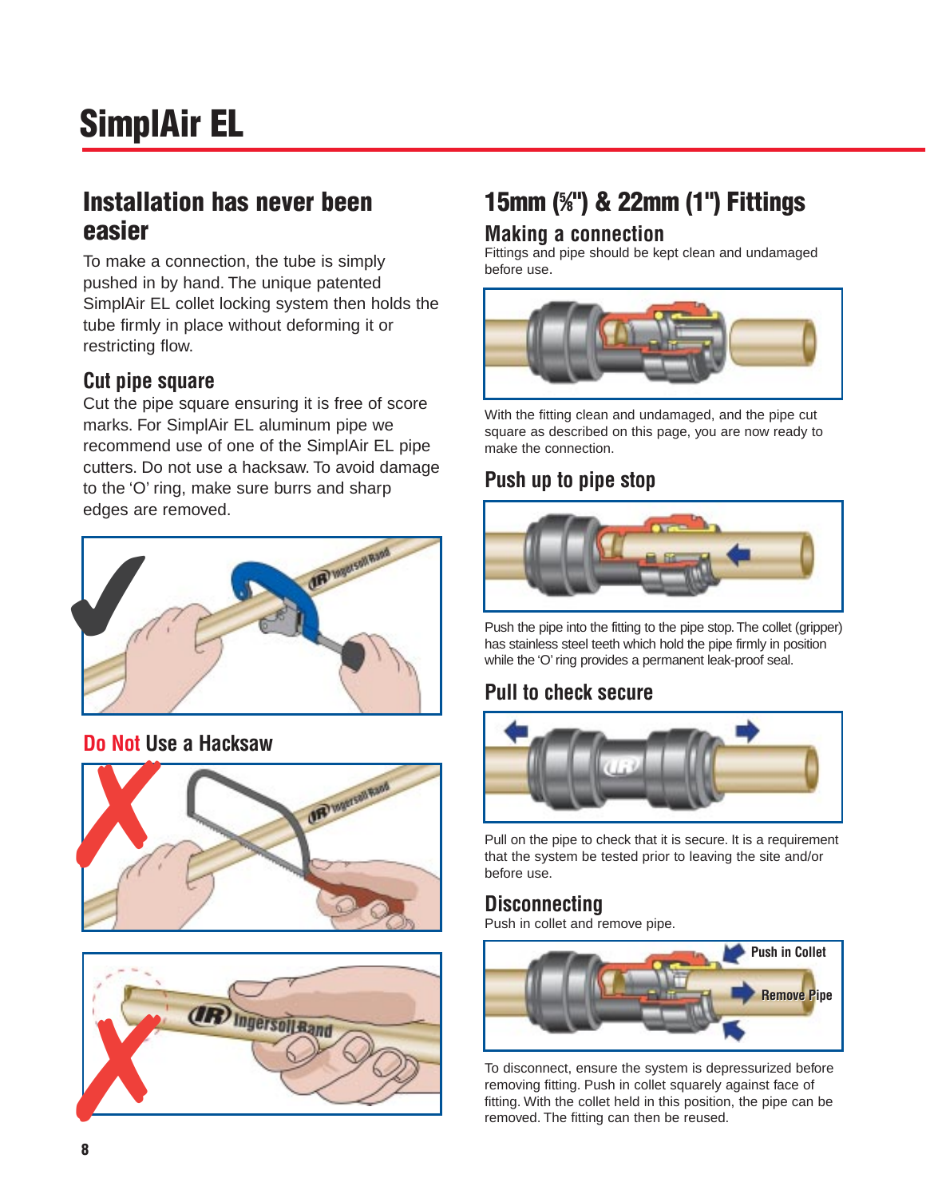# SimplAir EL

## Installation has never been easier

To make a connection, the tube is simply pushed in by hand. The unique patented SimplAir EL collet locking system then holds the tube firmly in place without deforming it or restricting flow.

### Cut pipe square

Cut the pipe square ensuring it is free of score marks. For SimplAir EL aluminum pipe we recommend use of one of the SimplAir EL pipe cutters. Do not use a hacksaw. To avoid damage to the 'O' ring, make sure burrs and sharp edges are removed.

### Do Not Use a Hacksaw

## 15mm (⅝") & 22mm (1") Fittings

### Making a connection

Fittings and pipe should be kept clean and undamaged before use.

With the fitting clean and undamaged, and the pipe cut square as described on this page, you are now ready to make the connection.

### Push up to pipe stop

Push the pipe into the fitting to the pipe stop. The collet (gripper) has stainless steel teeth which hold the pipe firmly in position while the 'O' ring provides a permanent leak-proof seal.

### Pull to check secure

Pull on the pipe to check that it is secure. It is a requirement that the system be tested prior to leaving the site and/or before use.

### Disconnecting

Push in collet and remove pipe.

Push in Collet

Remove Pipe

To disconnect, ensure the system is depressurized before removing fitting. Push in collet squarely against face of fitting. With the collet held in this position, the pipe can be removed. The fitting can then be reused.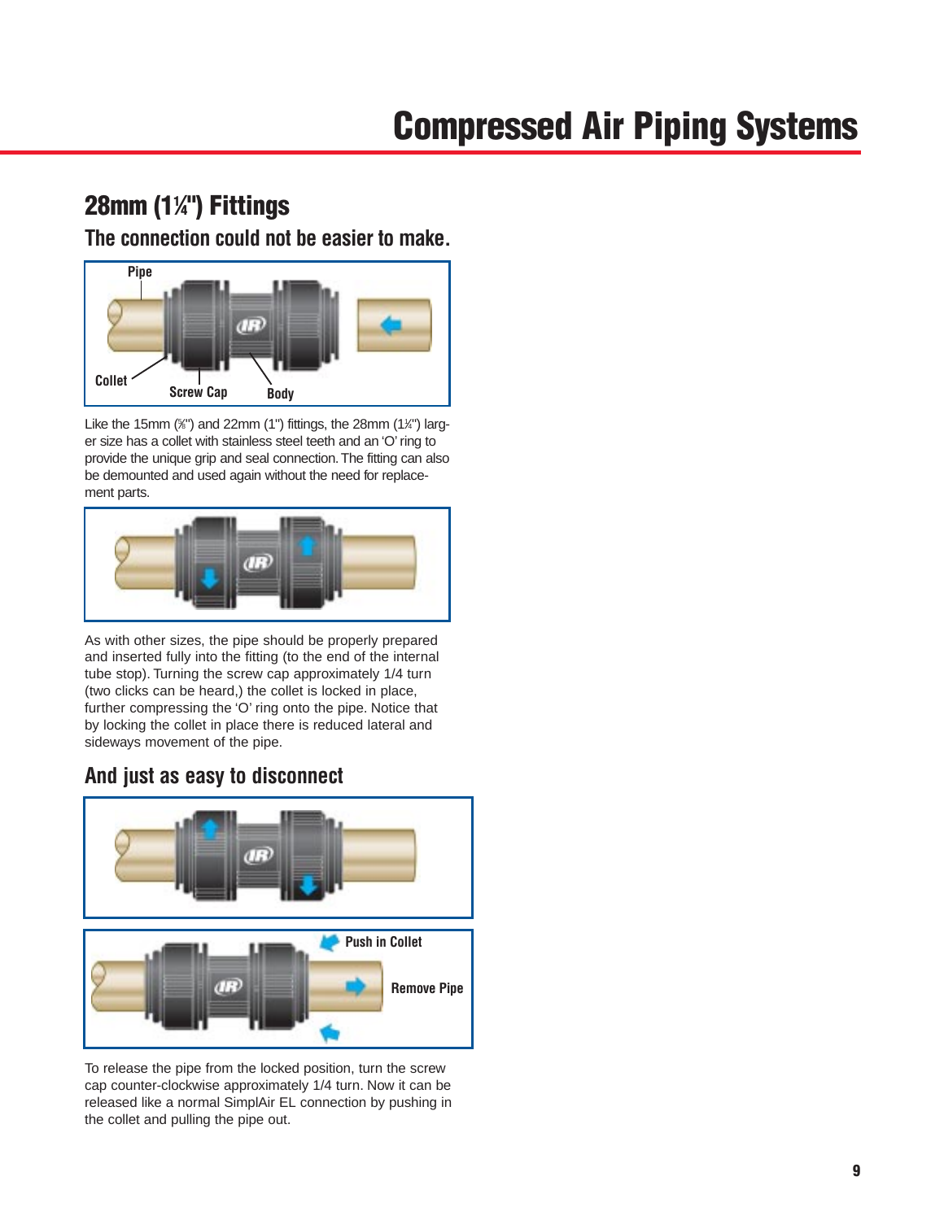## 28mm (1¼") Fittings

### The connection could not be easier to make.

Pipe

Collet

Screw Cap

Body

Like the 15mm (⅝") and 22mm (1") fittings, the 28mm (1¼") larger size has a collet with stainless steel teeth and an 'O' ring to provide the unique grip and seal connection. The fitting can also be demounted and used again without the need for replacement parts.

As with other sizes, the pipe should be properly prepared and inserted fully into the fitting (to the end of the internal tube stop). Turning the screw cap approximately 1/4 turn (two clicks can be heard,) the collet is locked in place, further compressing the 'O' ring onto the pipe. Notice that by locking the collet in place there is reduced lateral and sideways movement of the pipe.

### And just as easy to disconnect

Push in Collet

Remove Pipe

To release the pipe from the locked position, turn the screw cap counter-clockwise approximately 1/4 turn. Now it can be released like a normal SimplAir EL connection by pushing in the collet and pulling the pipe out.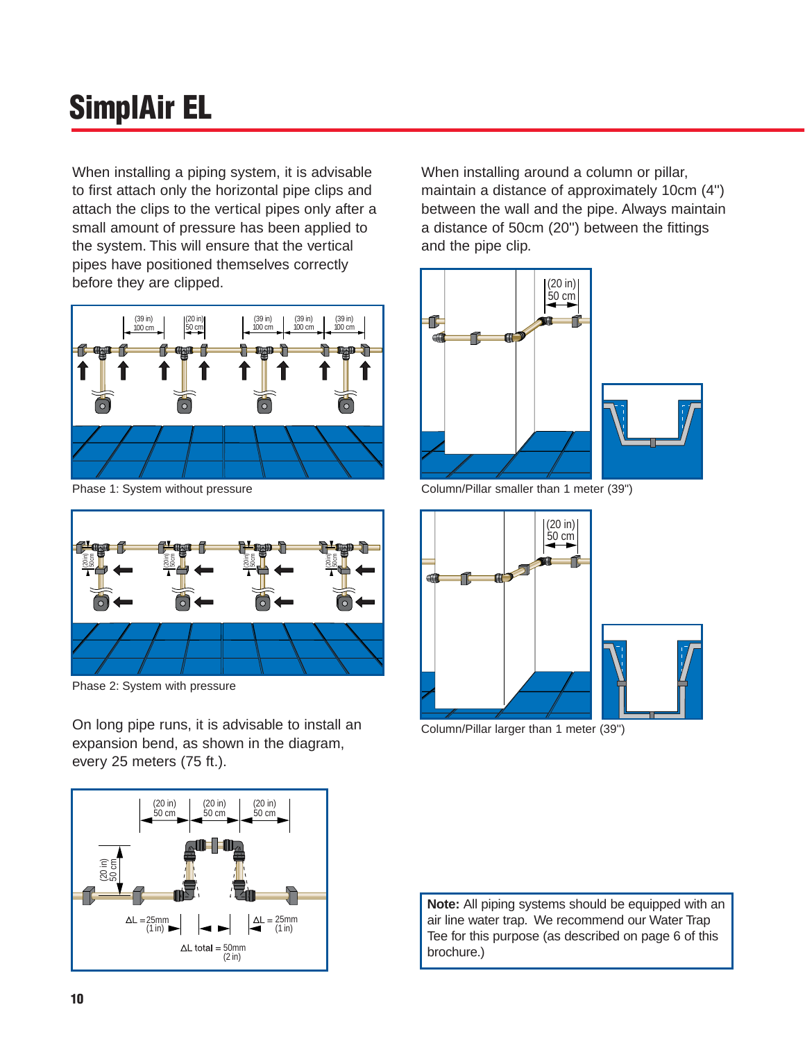# SimplAir EL

When installing a piping system, it is advisable to first attach only the horizontal pipe clips and attach the clips to the vertical pipes only after a small amount of pressure has been applied to the system. This will ensure that the vertical pipes have positioned themselves correctly before they are clipped.

Phase 1: System without pressure

Phase 2: System with pressure

On long pipe runs, it is advisable to install an expansion bend, as shown in the diagram, every 25 meters (75 ft.).

When installing around a column or pillar, maintain a distance of approximately 10cm (4") between the wall and the pipe. Always maintain a distance of 50cm (20") between the fittings and the pipe clip.

Column/Pillar smaller than 1 meter (39")

Column/Pillar larger than 1 meter (39")

**Note:** All piping systems should be equipped with an air line water trap. We recommend our Water Trap Tee for this purpose (as described on page 6 of this brochure.)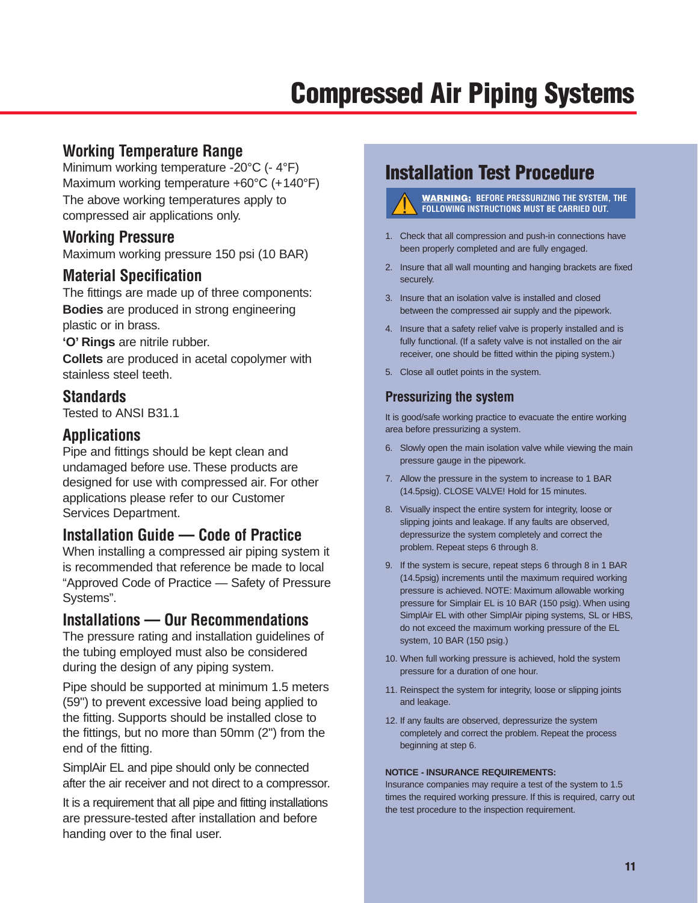# Compressed Air Piping Systems

## Working Temperature Range

Minimum working temperature -20°C (- 4°F)
Maximum working temperature +60°C (+140°F)
The above working temperatures apply to compressed air applications only.

## Working Pressure

Maximum working pressure 150 psi (10 BAR)

## Material Specification

The fittings are made up of three components:
**Bodies** are produced in strong engineering plastic or in brass.
**'O' Rings** are nitrile rubber.
**Collets** are produced in acetal copolymer with stainless steel teeth.

## Standards

Tested to ANSI B31.1

## Applications

Pipe and fittings should be kept clean and undamaged before use. These products are designed for use with compressed air. For other applications please refer to our Customer Services Department.

## Installation Guide — Code of Practice

When installing a compressed air piping system it is recommended that reference be made to local "Approved Code of Practice — Safety of Pressure Systems".

## Installations — Our Recommendations

The pressure rating and installation guidelines of the tubing employed must also be considered during the design of any piping system.

Pipe should be supported at minimum 1.5 meters (59") to prevent excessive load being applied to the fitting. Supports should be installed close to the fittings, but no more than 50mm (2") from the end of the fitting.

SimplAir EL and pipe should only be connected after the air receiver and not direct to a compressor.

It is a requirement that all pipe and fitting installations are pressure-tested after installation and before handing over to the final user.

## Installation Test Procedure

**WARNING: BEFORE PRESSURIZING THE SYSTEM, THE FOLLOWING INSTRUCTIONS MUST BE CARRIED OUT.**

1. Check that all compression and push-in connections have been properly completed and are fully engaged.
2. Insure that all wall mounting and hanging brackets are fixed securely.
3. Insure that an isolation valve is installed and closed between the compressed air supply and the pipework.
4. Insure that a safety relief valve is properly installed and is fully functional. (If a safety valve is not installed on the air receiver, one should be fitted within the piping system.)
5. Close all outlet points in the system.

### Pressurizing the system

It is good/safe working practice to evacuate the entire working area before pressurizing a system.

6. Slowly open the main isolation valve while viewing the main pressure gauge in the pipework.
7. Allow the pressure in the system to increase to 1 BAR (14.5psig). CLOSE VALVE! Hold for 15 minutes.
8. Visually inspect the entire system for integrity, loose or slipping joints and leakage. If any faults are observed, depressurize the system completely and correct the problem. Repeat steps 6 through 8.
9. If the system is secure, repeat steps 6 through 8 in 1 BAR (14.5psig) increments until the maximum required working pressure is achieved. NOTE: Maximum allowable working pressure for Simplair EL is 10 BAR (150 psig). When using SimplAir EL with other SimplAir piping systems, SL or HBS, do not exceed the maximum working pressure of the EL system, 10 BAR (150 psig.)
10. When full working pressure is achieved, hold the system pressure for a duration of one hour.
11. Reinspect the system for integrity, loose or slipping joints and leakage.
12. If any faults are observed, depressurize the system completely and correct the problem. Repeat the process beginning at step 6.

**NOTICE - INSURANCE REQUIREMENTS:**
Insurance companies may require a test of the system to 1.5 times the required working pressure. If this is required, carry out the test procedure to the inspection requirement.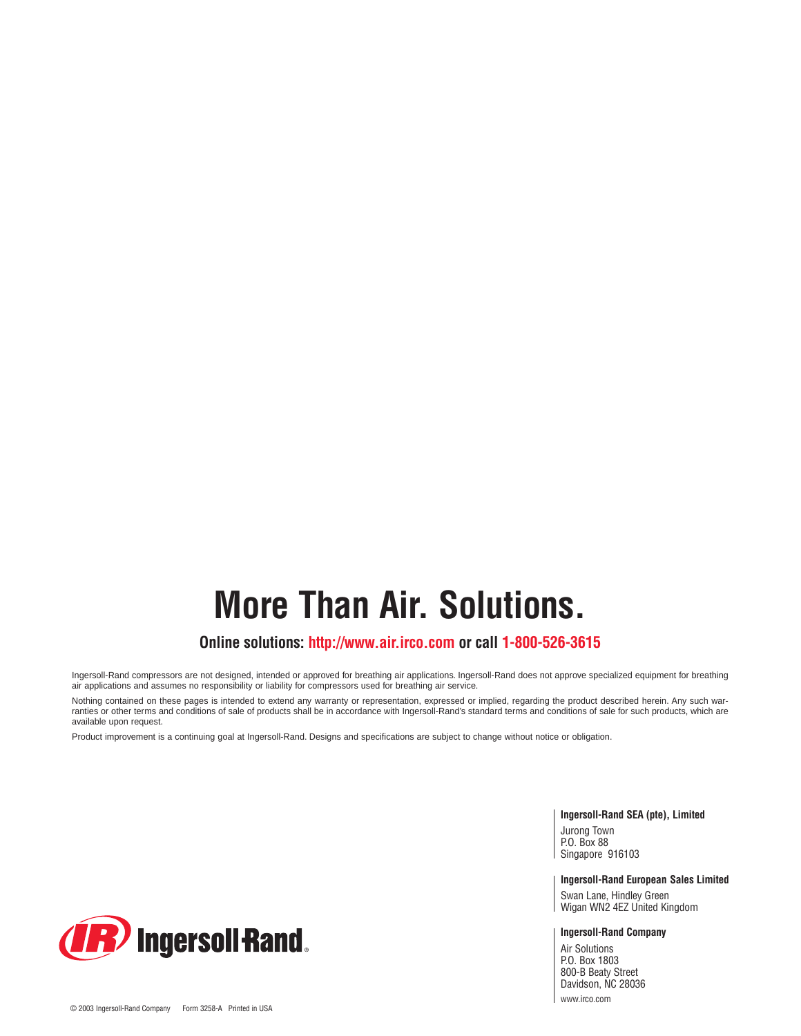# More Than Air. Solutions.

**Online solutions: http://www.air.irco.com or call 1-800-526-3615**

Ingersoll-Rand compressors are not designed, intended or approved for breathing air applications. Ingersoll-Rand does not approve specialized equipment for breathing air applications and assumes no responsibility or liability for compressors used for breathing air service.

Nothing contained on these pages is intended to extend any warranty or representation, expressed or implied, regarding the product described herein. Any such warranties or other terms and conditions of sale of products shall be in accordance with Ingersoll-Rand's standard terms and conditions of sale for such products, which are available upon request.

Product improvement is a continuing goal at Ingersoll-Rand. Designs and specifications are subject to change without notice or obligation.

**Ingersoll-Rand SEA (pte), Limited**
Jurong Town
P.O. Box 88
Singapore 916103

**Ingersoll-Rand European Sales Limited**
Swan Lane, Hindley Green
Wigan WN2 4EZ United Kingdom

**Ingersoll-Rand Company**
Air Solutions
P.O. Box 1803
800-B Beaty Street
Davidson, NC 28036
www.irco.com

Ingersoll Rand

© 2003 Ingersoll-Rand Company Form 3258-A Printed in USA